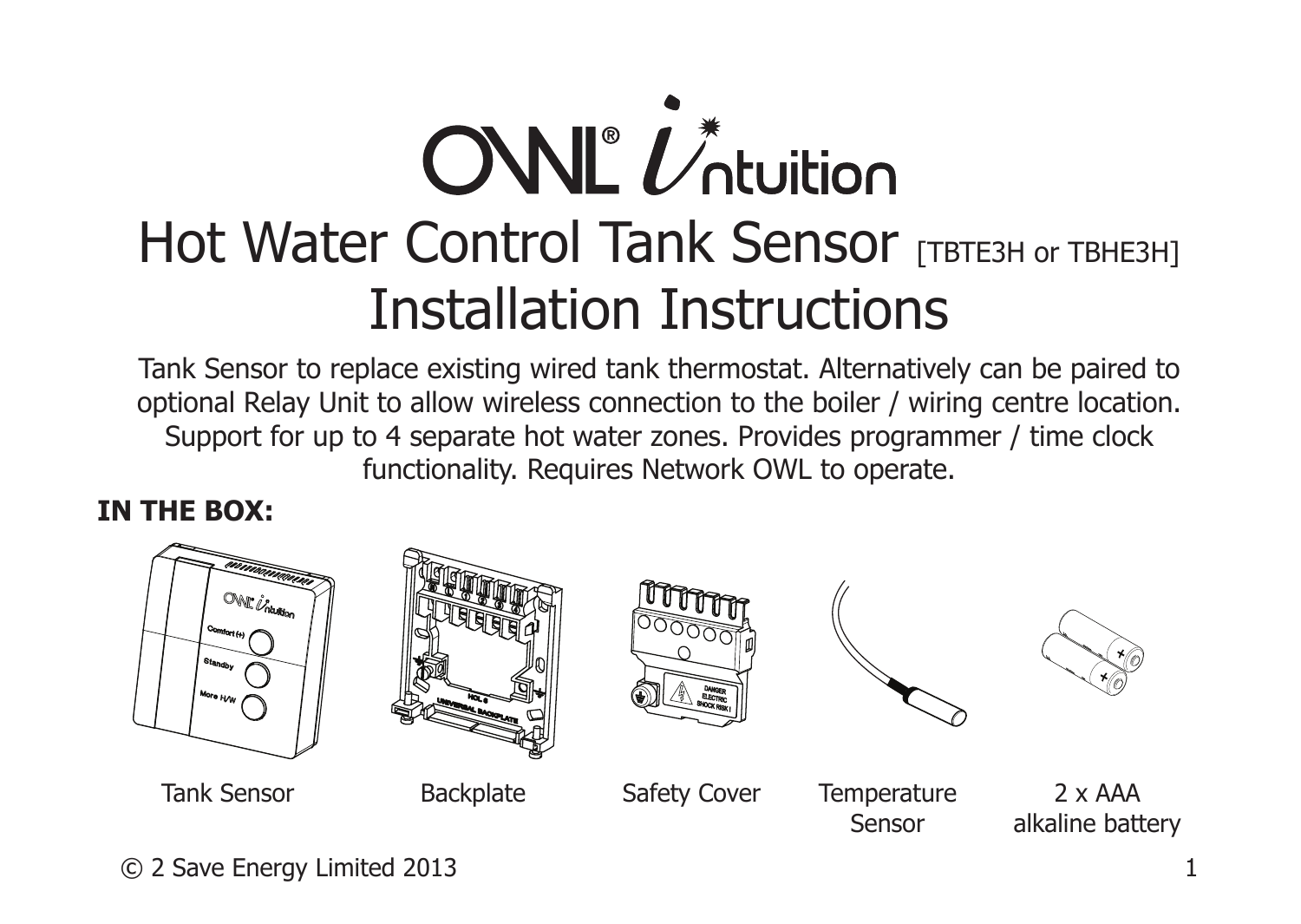# OWL® intuition

# Hot Water Control Tank Sensor [TBTE3H or TBHE3H]

# Installation Instructions

Tank Sensor to replace existing wired tank thermostat. Alternatively can be paired to optional Relay Unit to allow wireless connection to the boiler / wiring centre location. Support for up to 4 separate hot water zones. Provides programmer / time clock functionality. Requires Network OWL to operate.

**IN THE BOX:**

Tank Sensor

Backplate

Safety Cover

Temperature Sensor

2 x AAA alkaline battery

© 2 Save Energy Limited 2013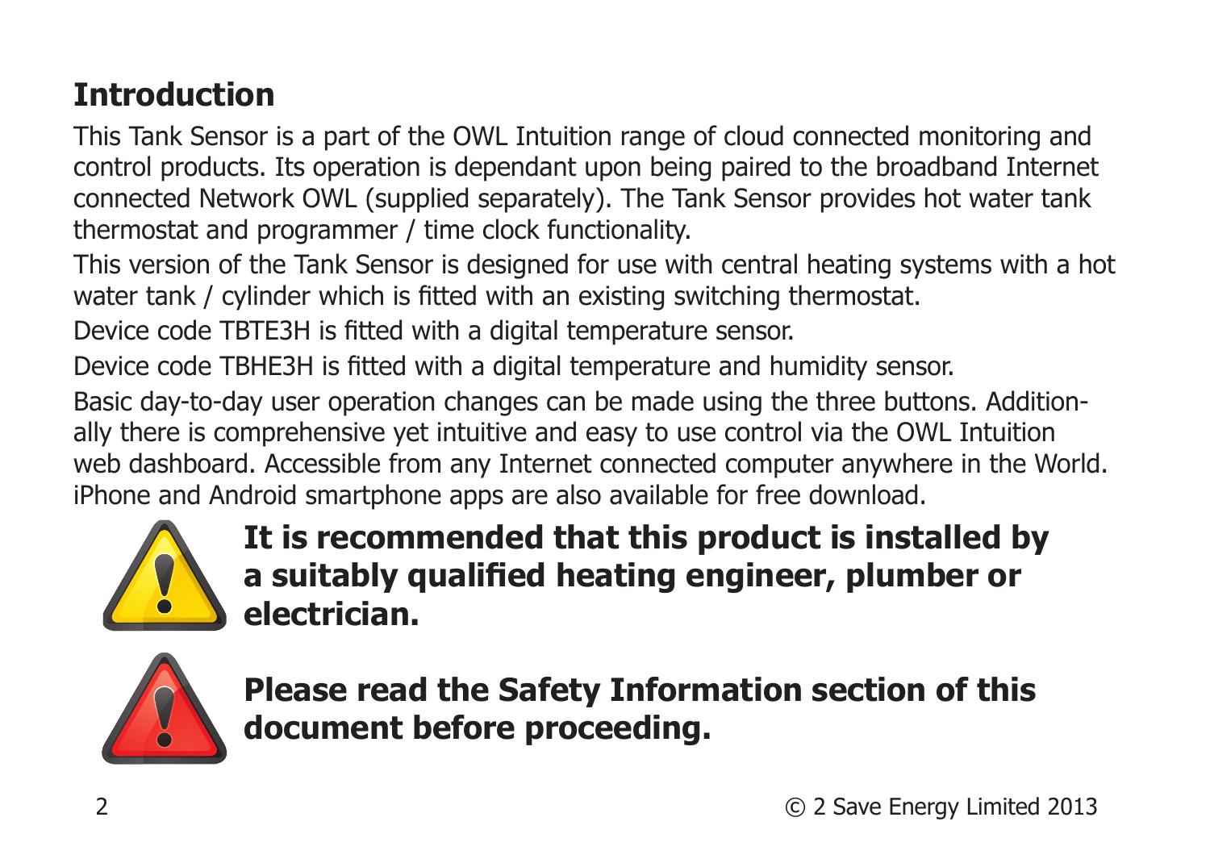## Introduction

This Tank Sensor is a part of the OWL Intuition range of cloud connected monitoring and control products. Its operation is dependant upon being paired to the broadband Internet connected Network OWL (supplied separately). The Tank Sensor provides hot water tank thermostat and programmer / time clock functionality.

This version of the Tank Sensor is designed for use with central heating systems with a hot water tank / cylinder which is fitted with an existing switching thermostat.

Device code TBTE3H is fitted with a digital temperature sensor.

Device code TBHE3H is fitted with a digital temperature and humidity sensor.

Basic day-to-day user operation changes can be made using the three buttons. Additionally there is comprehensive yet intuitive and easy to use control via the OWL Intuition web dashboard. Accessible from any Internet connected computer anywhere in the World. iPhone and Android smartphone apps are also available for free download.

**It is recommended that this product is installed by a suitably qualified heating engineer, plumber or electrician.**

**Please read the Safety Information section of this document before proceeding.**

© 2 Save Energy Limited 2013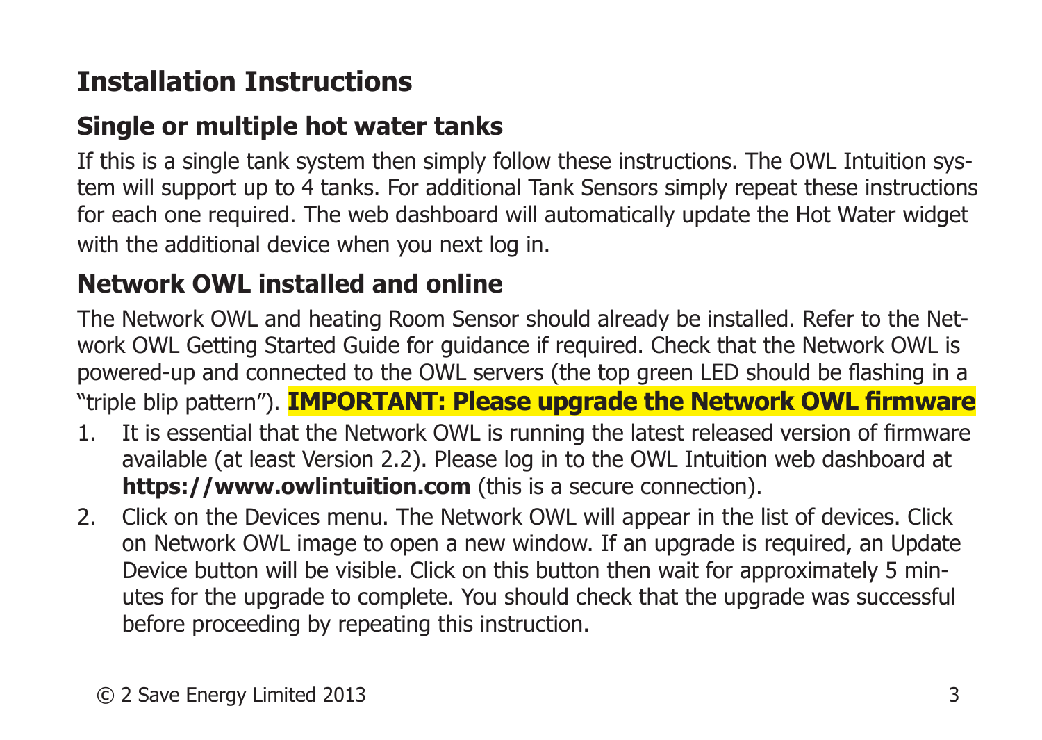# Installation Instructions

## Single or multiple hot water tanks

If this is a single tank system then simply follow these instructions. The OWL Intuition system will support up to 4 tanks. For additional Tank Sensors simply repeat these instructions for each one required. The web dashboard will automatically update the Hot Water widget with the additional device when you next log in.

## Network OWL installed and online

The Network OWL and heating Room Sensor should already be installed. Refer to the Network OWL Getting Started Guide for guidance if required. Check that the Network OWL is powered-up and connected to the OWL servers (the top green LED should be flashing in a "triple blip pattern"). **IMPORTANT: Please upgrade the Network OWL firmware**

1. It is essential that the Network OWL is running the latest released version of firmware available (at least Version 2.2). Please log in to the OWL Intuition web dashboard at **https://www.owlintuition.com** (this is a secure connection).
2. Click on the Devices menu. The Network OWL will appear in the list of devices. Click on Network OWL image to open a new window. If an upgrade is required, an Update Device button will be visible. Click on this button then wait for approximately 5 minutes for the upgrade to complete. You should check that the upgrade was successful before proceeding by repeating this instruction.

© 2 Save Energy Limited 2013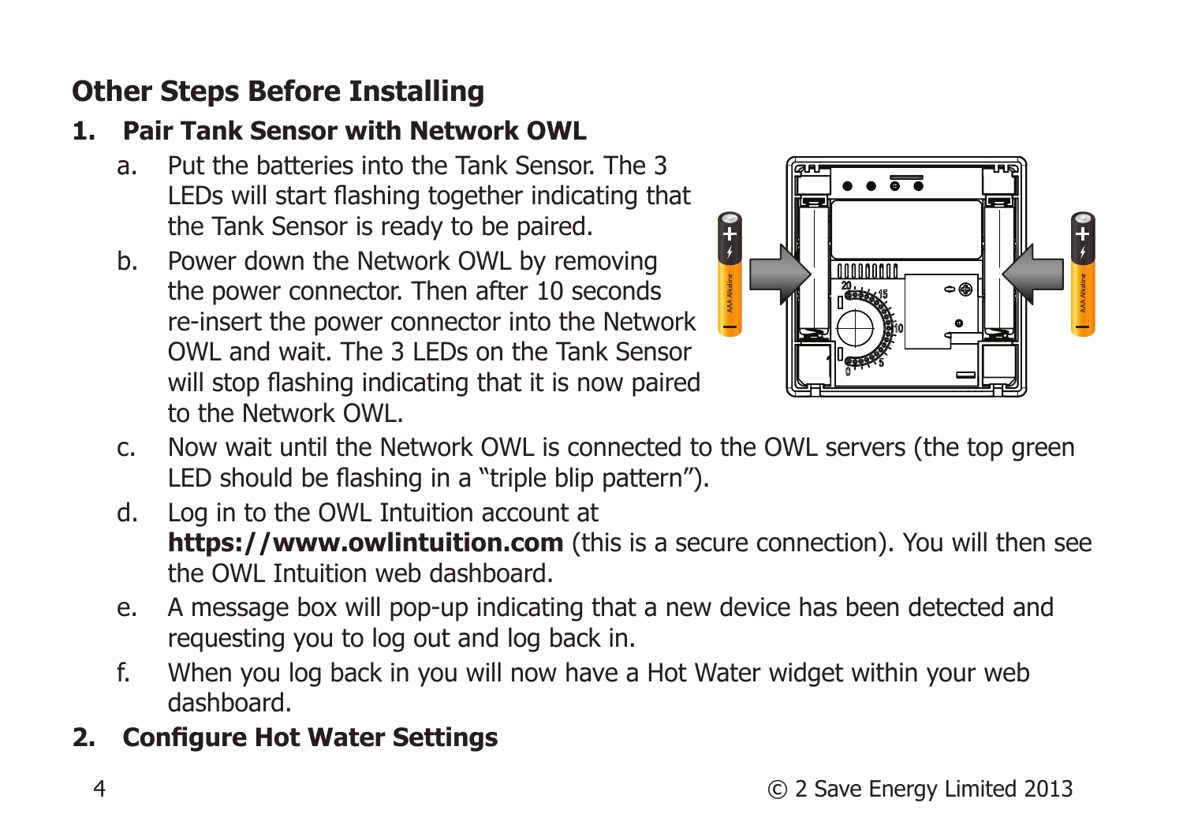## Other Steps Before Installing

### 1. Pair Tank Sensor with Network OWL

a. Put the batteries into the Tank Sensor. The 3 LEDs will start flashing together indicating that the Tank Sensor is ready to be paired.

b. Power down the Network OWL by removing the power connector. Then after 10 seconds re-insert the power connector into the Network OWL and wait. The 3 LEDs on the Tank Sensor will stop flashing indicating that it is now paired to the Network OWL.

c. Now wait until the Network OWL is connected to the OWL servers (the top green LED should be flashing in a "triple blip pattern").

d. Log in to the OWL Intuition account at **https://www.owlintuition.com** (this is a secure connection). You will then see the OWL Intuition web dashboard.

e. A message box will pop-up indicating that a new device has been detected and requesting you to log out and log back in.

f. When you log back in you will now have a Hot Water widget within your web dashboard.

### 2. Configure Hot Water Settings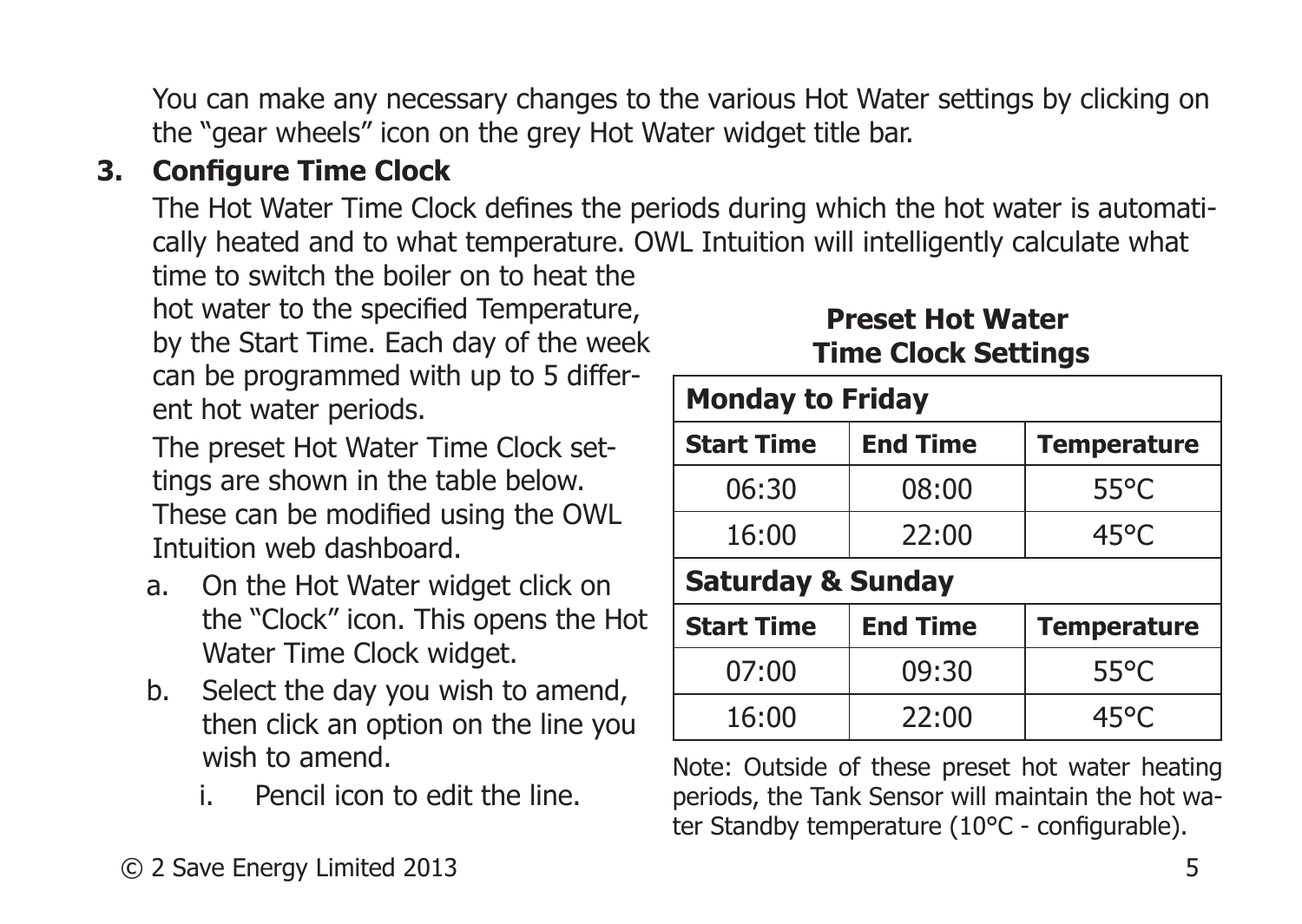You can make any necessary changes to the various Hot Water settings by clicking on the “gear wheels” icon on the grey Hot Water widget title bar.

## 3. Configure Time Clock

The Hot Water Time Clock defines the periods during which the hot water is automatically heated and to what temperature. OWL Intuition will intelligently calculate what time to switch the boiler on to heat the hot water to the specified Temperature, by the Start Time. Each day of the week can be programmed with up to 5 different hot water periods.

The preset Hot Water Time Clock settings are shown in the table below. These can be modified using the OWL Intuition web dashboard.

a. On the Hot Water widget click on the “Clock” icon. This opens the Hot Water Time Clock widget.

b. Select the day you wish to amend, then click an option on the line you wish to amend.

   i. Pencil icon to edit the line.

**Preset Hot Water Time Clock Settings**

| **Monday to Friday** | | |
|---|---|---|
| **Start Time** | **End Time** | **Temperature** |
| 06:30 | 08:00 | 55°C |
| 16:00 | 22:00 | 45°C |
| **Saturday & Sunday** | | |
| **Start Time** | **End Time** | **Temperature** |
| 07:00 | 09:30 | 55°C |
| 16:00 | 22:00 | 45°C |

Note: Outside of these preset hot water heating periods, the Tank Sensor will maintain the hot water Standby temperature (10°C - configurable).

© 2 Save Energy Limited 2013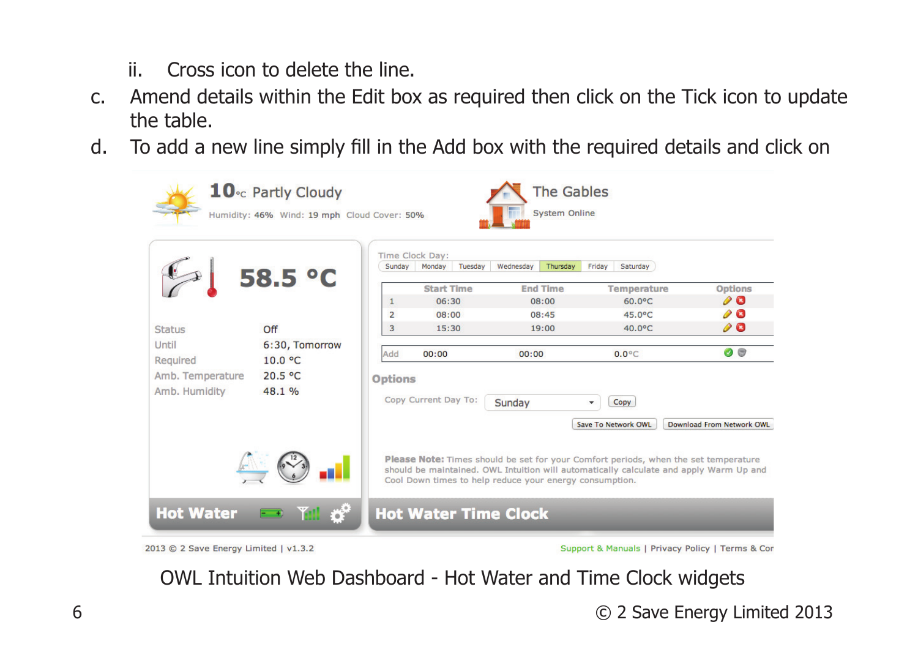ii. Cross icon to delete the line.

c. Amend details within the Edit box as required then click on the Tick icon to update the table.

d. To add a new line simply fill in the Add box with the required details and click on

OWL Intuition Web Dashboard - Hot Water and Time Clock widgets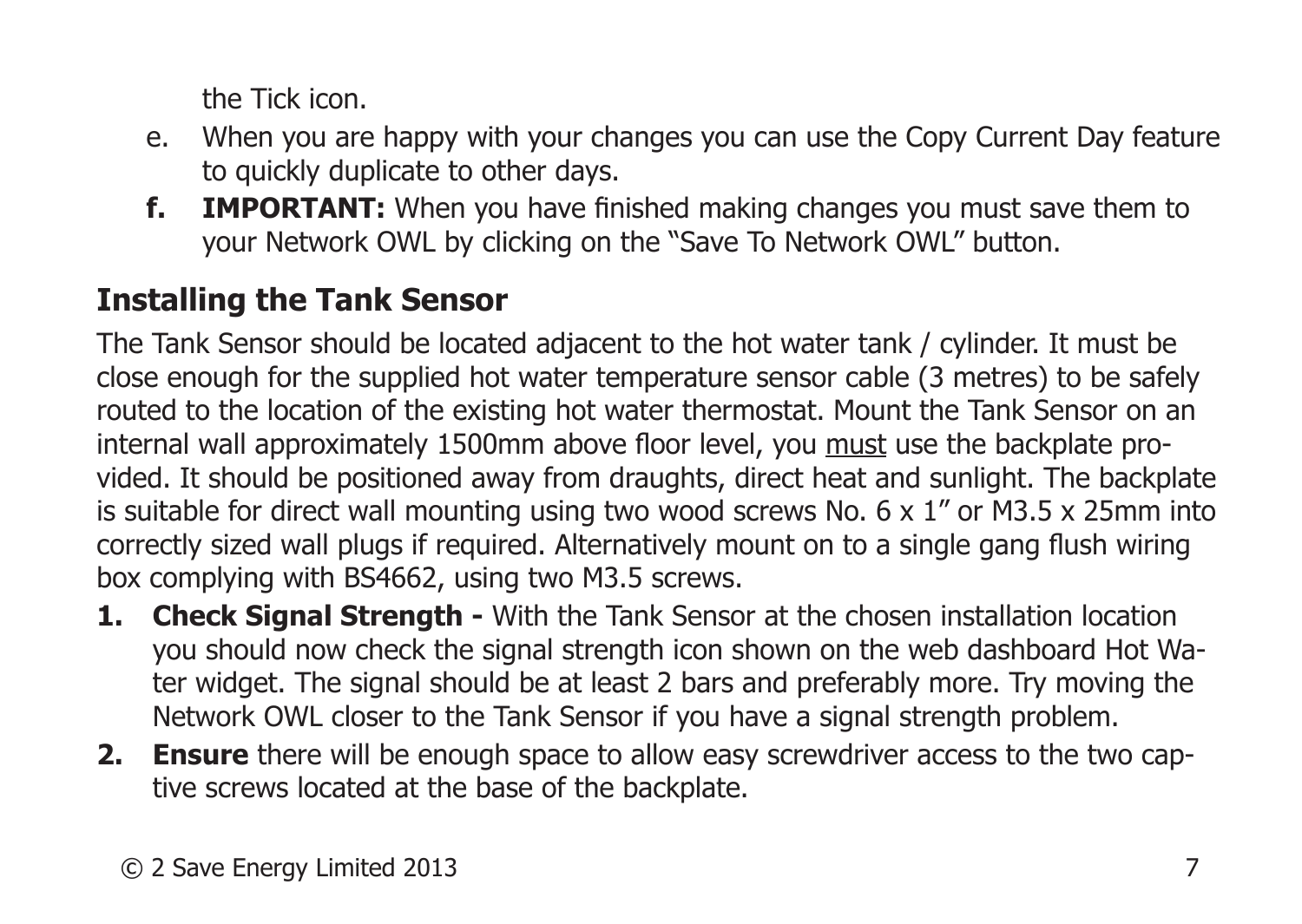the Tick icon.

e. When you are happy with your changes you can use the Copy Current Day feature to quickly duplicate to other days.

**f.** **IMPORTANT:** When you have finished making changes you must save them to your Network OWL by clicking on the "Save To Network OWL" button.

## Installing the Tank Sensor

The Tank Sensor should be located adjacent to the hot water tank / cylinder. It must be close enough for the supplied hot water temperature sensor cable (3 metres) to be safely routed to the location of the existing hot water thermostat. Mount the Tank Sensor on an internal wall approximately 1500mm above floor level, you <u>must</u> use the backplate provided. It should be positioned away from draughts, direct heat and sunlight. The backplate is suitable for direct wall mounting using two wood screws No. 6 x 1" or M3.5 x 25mm into correctly sized wall plugs if required. Alternatively mount on to a single gang flush wiring box complying with BS4662, using two M3.5 screws.

1. **Check Signal Strength -** With the Tank Sensor at the chosen installation location you should now check the signal strength icon shown on the web dashboard Hot Water widget. The signal should be at least 2 bars and preferably more. Try moving the Network OWL closer to the Tank Sensor if you have a signal strength problem.
2. **Ensure** there will be enough space to allow easy screwdriver access to the two captive screws located at the base of the backplate.

© 2 Save Energy Limited 2013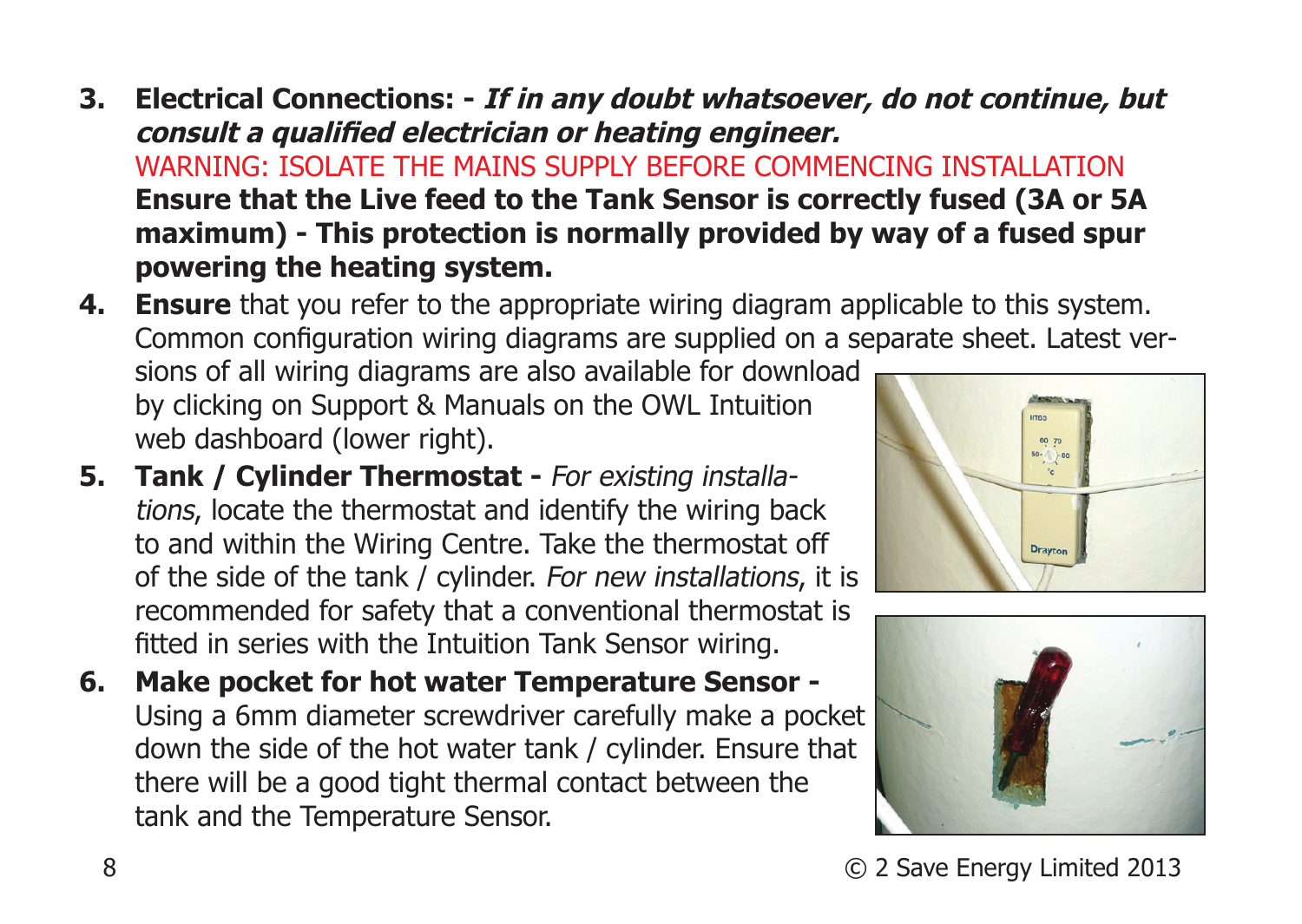3. **Electrical Connections: -** ***If in any doubt whatsoever, do not continue, but consult a qualified electrician or heating engineer.***
   WARNING: ISOLATE THE MAINS SUPPLY BEFORE COMMENCING INSTALLATION
   **Ensure that the Live feed to the Tank Sensor is correctly fused (3A or 5A maximum) - This protection is normally provided by way of a fused spur powering the heating system.**
4. **Ensure** that you refer to the appropriate wiring diagram applicable to this system. Common configuration wiring diagrams are supplied on a separate sheet. Latest versions of all wiring diagrams are also available for download by clicking on Support & Manuals on the OWL Intuition web dashboard (lower right).
5. **Tank / Cylinder Thermostat -** *For existing installations*, locate the thermostat and identify the wiring back to and within the Wiring Centre. Take the thermostat off of the side of the tank / cylinder. *For new installations*, it is recommended for safety that a conventional thermostat is fitted in series with the Intuition Tank Sensor wiring.
6. **Make pocket for hot water Temperature Sensor -** Using a 6mm diameter screwdriver carefully make a pocket down the side of the hot water tank / cylinder. Ensure that there will be a good tight thermal contact between the tank and the Temperature Sensor.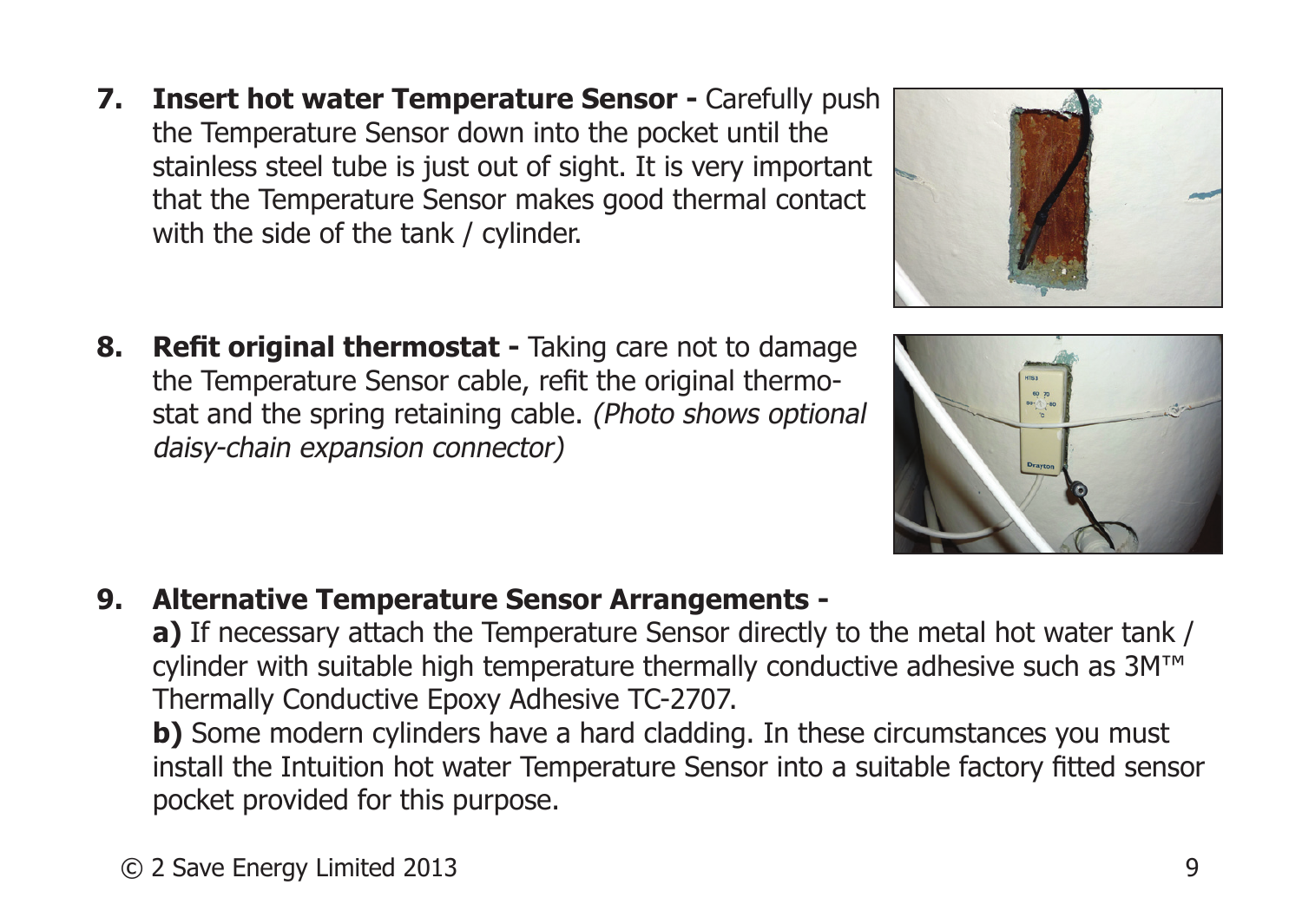7. **Insert hot water Temperature Sensor -** Carefully push the Temperature Sensor down into the pocket until the stainless steel tube is just out of sight. It is very important that the Temperature Sensor makes good thermal contact with the side of the tank / cylinder.

8. **Refit original thermostat -** Taking care not to damage the Temperature Sensor cable, refit the original thermostat and the spring retaining cable. *(Photo shows optional daisy-chain expansion connector)*

9. **Alternative Temperature Sensor Arrangements -**

   **a)** If necessary attach the Temperature Sensor directly to the metal hot water tank / cylinder with suitable high temperature thermally conductive adhesive such as 3M™ Thermally Conductive Epoxy Adhesive TC-2707.

   **b)** Some modern cylinders have a hard cladding. In these circumstances you must install the Intuition hot water Temperature Sensor into a suitable factory fitted sensor pocket provided for this purpose.

© 2 Save Energy Limited 2013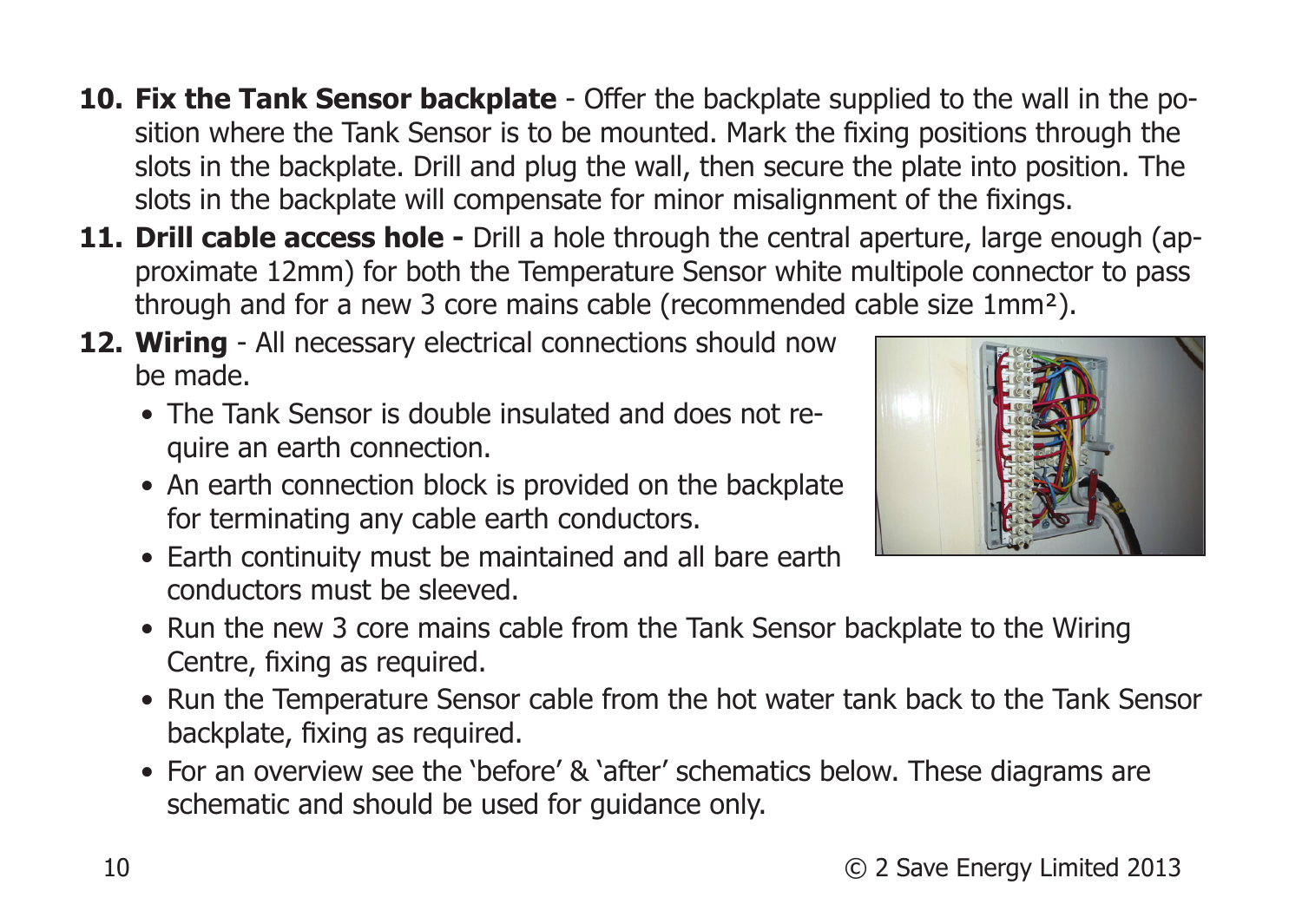10. **Fix the Tank Sensor backplate** - Offer the backplate supplied to the wall in the position where the Tank Sensor is to be mounted. Mark the fixing positions through the slots in the backplate. Drill and plug the wall, then secure the plate into position. The slots in the backplate will compensate for minor misalignment of the fixings.
11. **Drill cable access hole -** Drill a hole through the central aperture, large enough (approximate 12mm) for both the Temperature Sensor white multipole connector to pass through and for a new 3 core mains cable (recommended cable size 1mm²).
12. **Wiring** - All necessary electrical connections should now be made.
    - The Tank Sensor is double insulated and does not require an earth connection.
    - An earth connection block is provided on the backplate for terminating any cable earth conductors.
    - Earth continuity must be maintained and all bare earth conductors must be sleeved.
    - Run the new 3 core mains cable from the Tank Sensor backplate to the Wiring Centre, fixing as required.
    - Run the Temperature Sensor cable from the hot water tank back to the Tank Sensor backplate, fixing as required.
    - For an overview see the 'before' & 'after' schematics below. These diagrams are schematic and should be used for guidance only.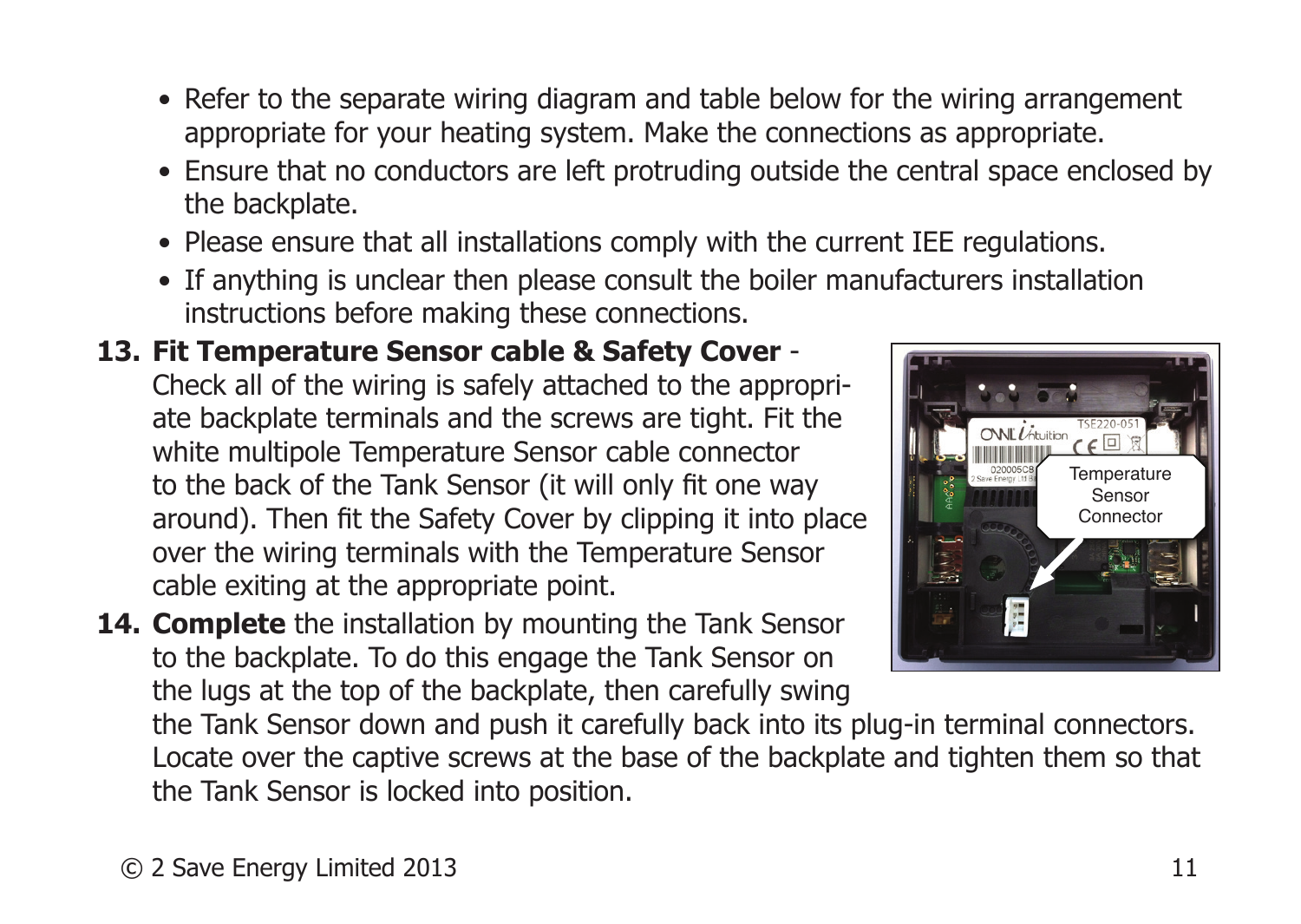- Refer to the separate wiring diagram and table below for the wiring arrangement appropriate for your heating system. Make the connections as appropriate.
- Ensure that no conductors are left protruding outside the central space enclosed by the backplate.
- Please ensure that all installations comply with the current IEE regulations.
- If anything is unclear then please consult the boiler manufacturers installation instructions before making these connections.

13. **Fit Temperature Sensor cable & Safety Cover** - Check all of the wiring is safely attached to the appropriate backplate terminals and the screws are tight. Fit the white multipole Temperature Sensor cable connector to the back of the Tank Sensor (it will only fit one way around). Then fit the Safety Cover by clipping it into place over the wiring terminals with the Temperature Sensor cable exiting at the appropriate point.

14. **Complete** the installation by mounting the Tank Sensor to the backplate. To do this engage the Tank Sensor on the lugs at the top of the backplate, then carefully swing the Tank Sensor down and push it carefully back into its plug-in terminal connectors. Locate over the captive screws at the base of the backplate and tighten them so that the Tank Sensor is locked into position.

© 2 Save Energy Limited 2013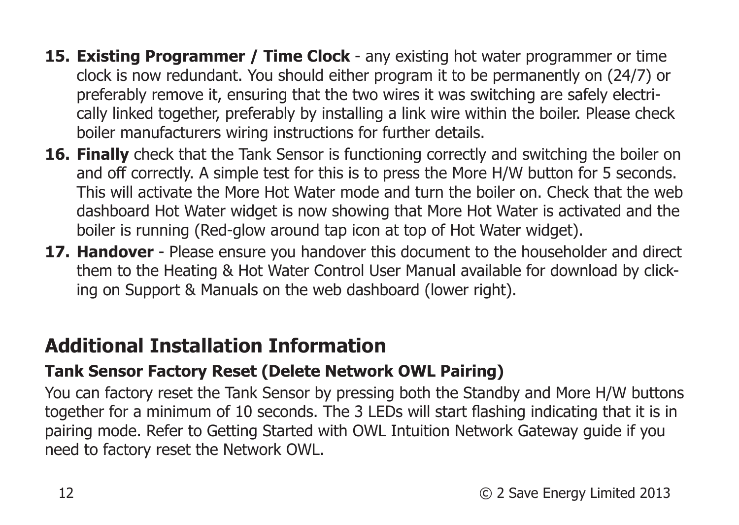15. **Existing Programmer / Time Clock** - any existing hot water programmer or time clock is now redundant. You should either program it to be permanently on (24/7) or preferably remove it, ensuring that the two wires it was switching are safely electrically linked together, preferably by installing a link wire within the boiler. Please check boiler manufacturers wiring instructions for further details.
16. **Finally** check that the Tank Sensor is functioning correctly and switching the boiler on and off correctly. A simple test for this is to press the More H/W button for 5 seconds. This will activate the More Hot Water mode and turn the boiler on. Check that the web dashboard Hot Water widget is now showing that More Hot Water is activated and the boiler is running (Red-glow around tap icon at top of Hot Water widget).
17. **Handover** - Please ensure you handover this document to the householder and direct them to the Heating & Hot Water Control User Manual available for download by clicking on Support & Manuals on the web dashboard (lower right).

## Additional Installation Information

### Tank Sensor Factory Reset (Delete Network OWL Pairing)

You can factory reset the Tank Sensor by pressing both the Standby and More H/W buttons together for a minimum of 10 seconds. The 3 LEDs will start flashing indicating that it is in pairing mode. Refer to Getting Started with OWL Intuition Network Gateway guide if you need to factory reset the Network OWL.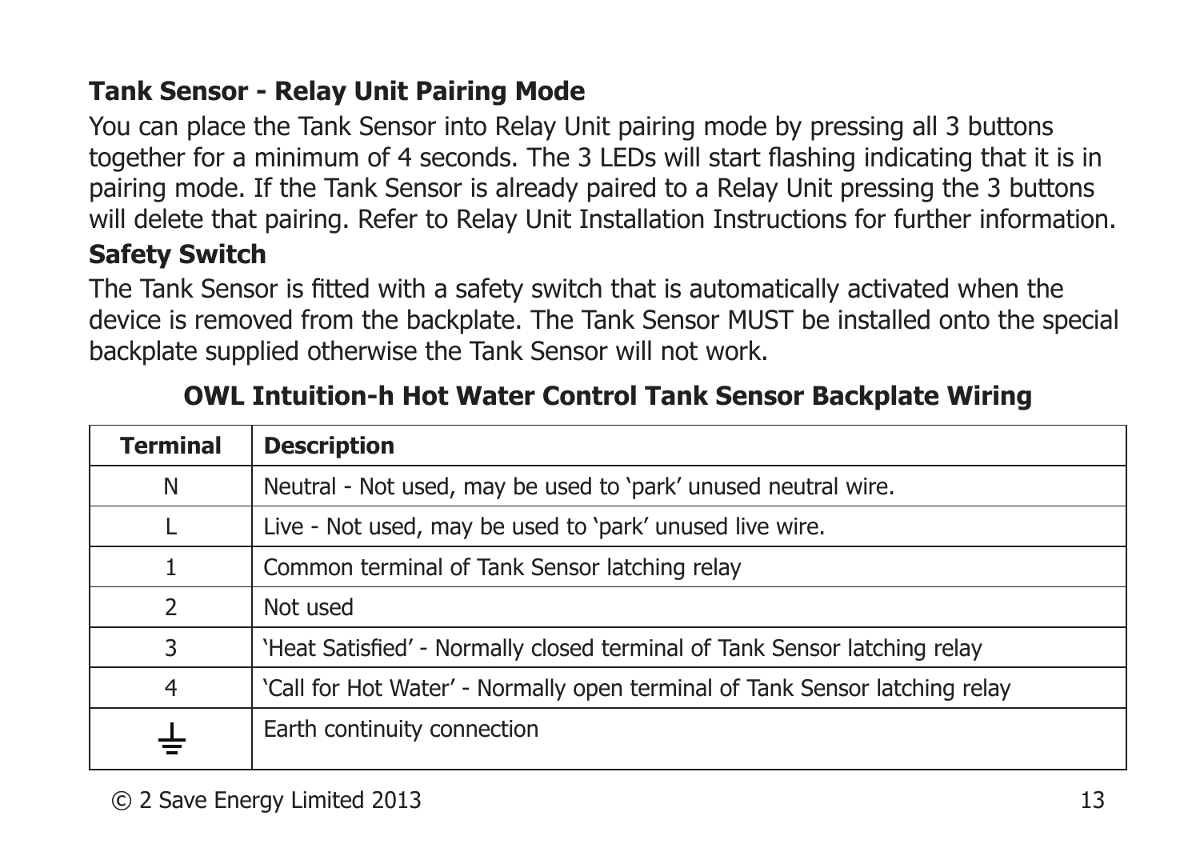### Tank Sensor - Relay Unit Pairing Mode

You can place the Tank Sensor into Relay Unit pairing mode by pressing all 3 buttons together for a minimum of 4 seconds. The 3 LEDs will start flashing indicating that it is in pairing mode. If the Tank Sensor is already paired to a Relay Unit pressing the 3 buttons will delete that pairing. Refer to Relay Unit Installation Instructions for further information.

### Safety Switch

The Tank Sensor is fitted with a safety switch that is automatically activated when the device is removed from the backplate. The Tank Sensor MUST be installed onto the special backplate supplied otherwise the Tank Sensor will not work.

### OWL Intuition-h Hot Water Control Tank Sensor Backplate Wiring

| Terminal | Description |
| --- | --- |
| N | Neutral - Not used, may be used to 'park' unused neutral wire. |
| L | Live - Not used, may be used to 'park' unused live wire. |
| 1 | Common terminal of Tank Sensor latching relay |
| 2 | Not used |
| 3 | 'Heat Satisfied' - Normally closed terminal of Tank Sensor latching relay |
| 4 | 'Call for Hot Water' - Normally open terminal of Tank Sensor latching relay |
| ⏚ | Earth continuity connection |

© 2 Save Energy Limited 2013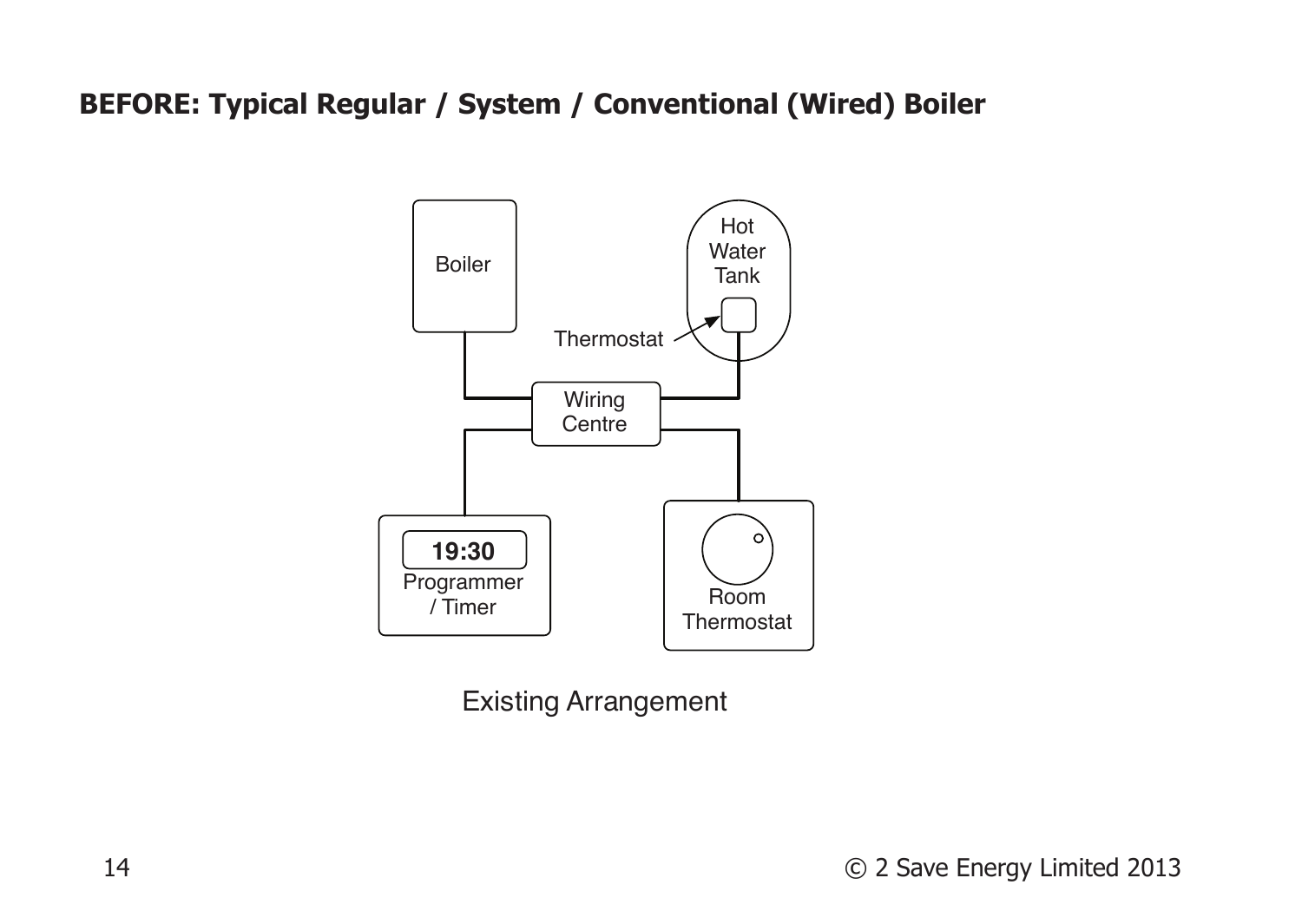**BEFORE: Typical Regular / System / Conventional (Wired) Boiler**

Boiler

Hot Water Tank

Thermostat

Wiring Centre

19:30

Programmer / Timer

Room Thermostat

Existing Arrangement

© 2 Save Energy Limited 2013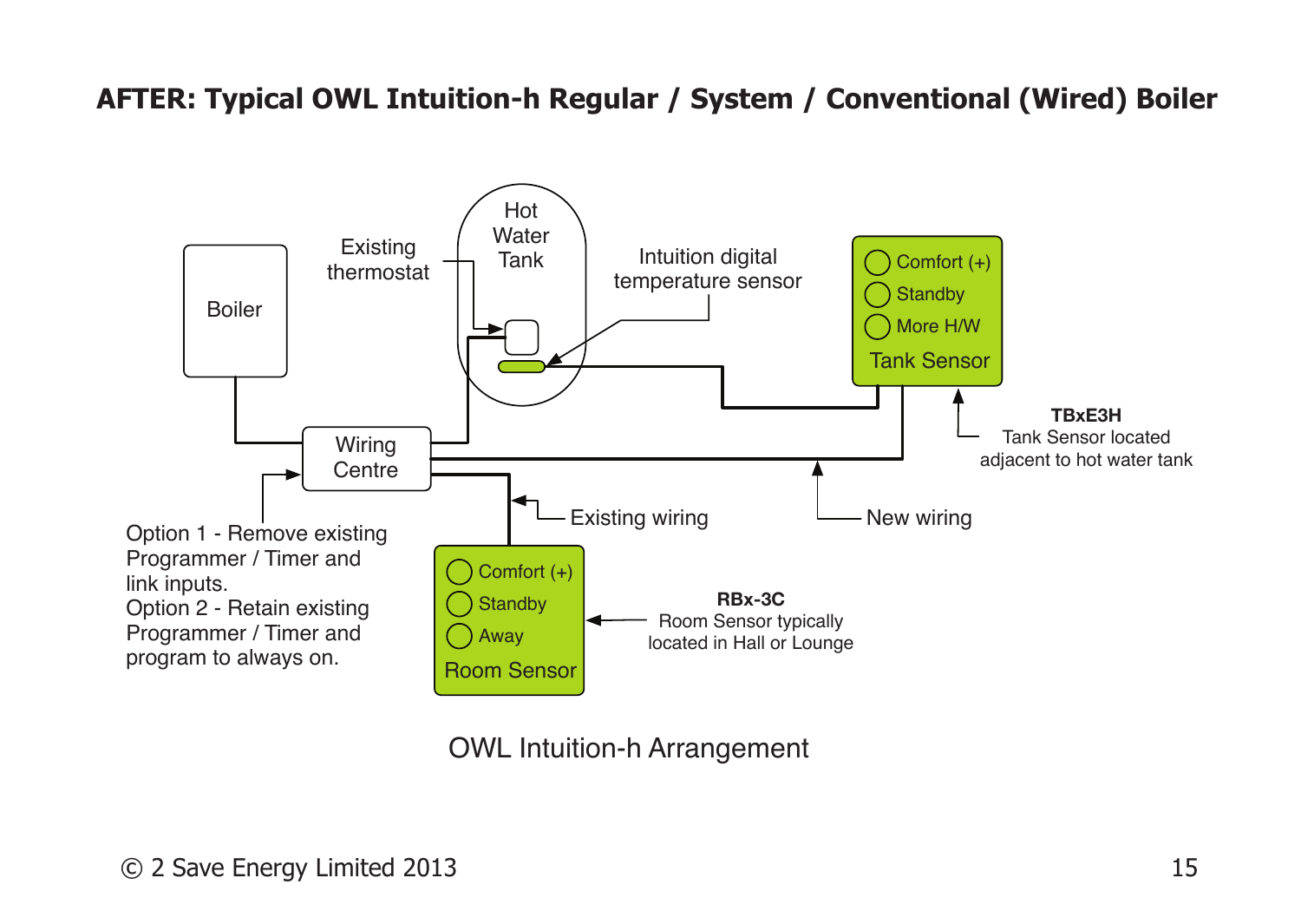## AFTER: Typical OWL Intuition-h Regular / System / Conventional (Wired) Boiler

Boiler

Existing thermostat

Hot Water Tank

Intuition digital temperature sensor

Comfort (+)
Standby
More H/W
Tank Sensor

TBxE3H
Tank Sensor located adjacent to hot water tank

Wiring Centre

Existing wiring

New wiring

Option 1 - Remove existing Programmer / Timer and link inputs.
Option 2 - Retain existing Programmer / Timer and program to always on.

Comfort (+)
Standby
Away
Room Sensor

RBx-3C
Room Sensor typically located in Hall or Lounge

OWL Intuition-h Arrangement

© 2 Save Energy Limited 2013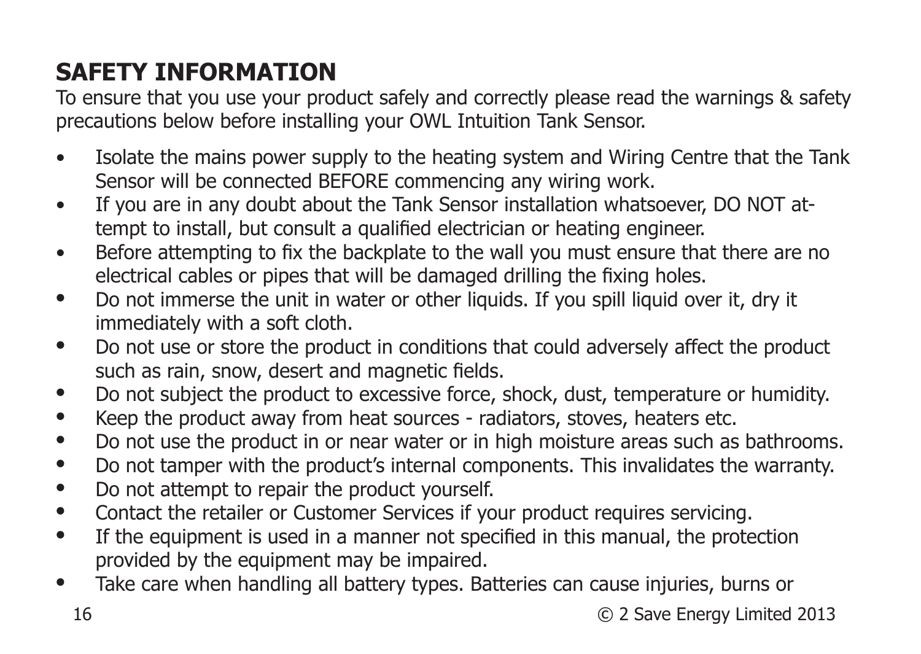## SAFETY INFORMATION

To ensure that you use your product safely and correctly please read the warnings & safety precautions below before installing your OWL Intuition Tank Sensor.

- Isolate the mains power supply to the heating system and Wiring Centre that the Tank Sensor will be connected BEFORE commencing any wiring work.
- If you are in any doubt about the Tank Sensor installation whatsoever, DO NOT attempt to install, but consult a qualified electrician or heating engineer.
- Before attempting to fix the backplate to the wall you must ensure that there are no electrical cables or pipes that will be damaged drilling the fixing holes.
- Do not immerse the unit in water or other liquids. If you spill liquid over it, dry it immediately with a soft cloth.
- Do not use or store the product in conditions that could adversely affect the product such as rain, snow, desert and magnetic fields.
- Do not subject the product to excessive force, shock, dust, temperature or humidity.
- Keep the product away from heat sources - radiators, stoves, heaters etc.
- Do not use the product in or near water or in high moisture areas such as bathrooms.
- Do not tamper with the product's internal components. This invalidates the warranty.
- Do not attempt to repair the product yourself.
- Contact the retailer or Customer Services if your product requires servicing.
- If the equipment is used in a manner not specified in this manual, the protection provided by the equipment may be impaired.
- Take care when handling all battery types. Batteries can cause injuries, burns or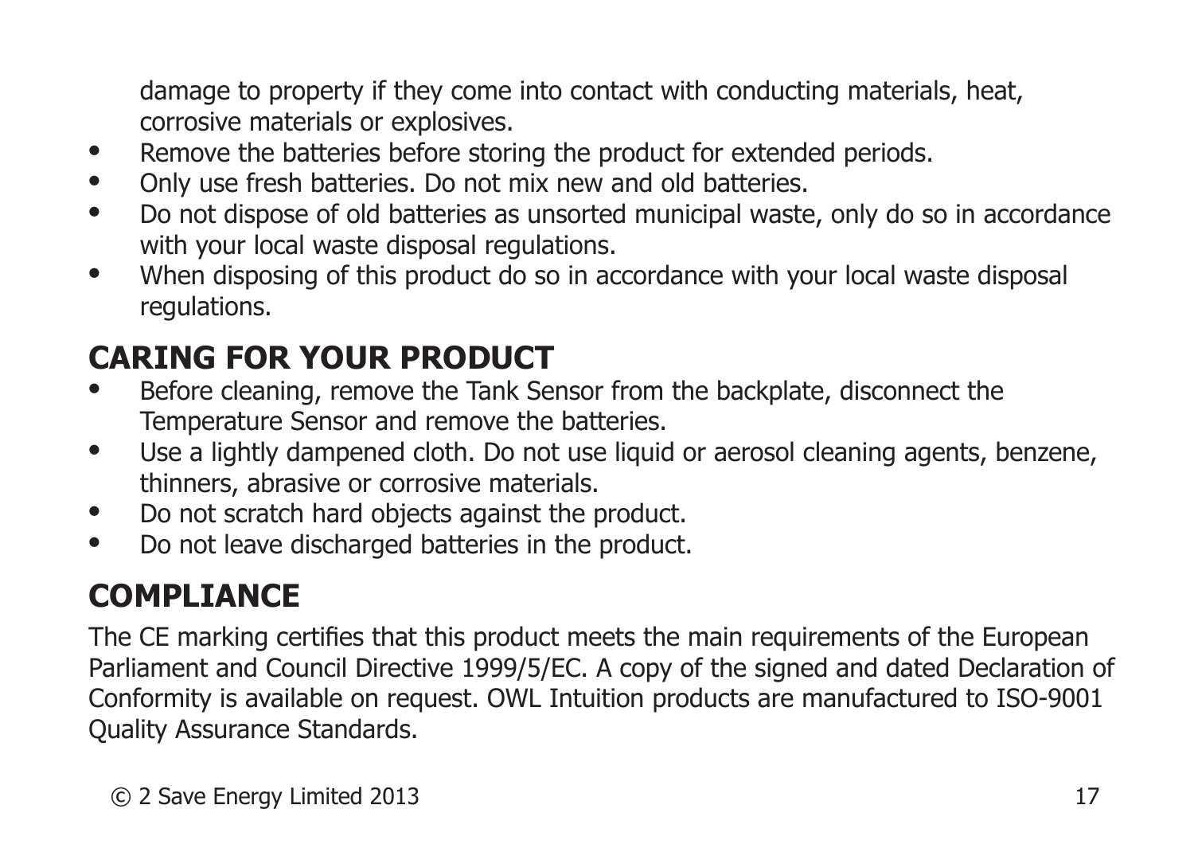damage to property if they come into contact with conducting materials, heat, corrosive materials or explosives.

- Remove the batteries before storing the product for extended periods.
- Only use fresh batteries. Do not mix new and old batteries.
- Do not dispose of old batteries as unsorted municipal waste, only do so in accordance with your local waste disposal regulations.
- When disposing of this product do so in accordance with your local waste disposal regulations.

## CARING FOR YOUR PRODUCT

- Before cleaning, remove the Tank Sensor from the backplate, disconnect the Temperature Sensor and remove the batteries.
- Use a lightly dampened cloth. Do not use liquid or aerosol cleaning agents, benzene, thinners, abrasive or corrosive materials.
- Do not scratch hard objects against the product.
- Do not leave discharged batteries in the product.

## COMPLIANCE

The CE marking certifies that this product meets the main requirements of the European Parliament and Council Directive 1999/5/EC. A copy of the signed and dated Declaration of Conformity is available on request. OWL Intuition products are manufactured to ISO-9001 Quality Assurance Standards.

© 2 Save Energy Limited 2013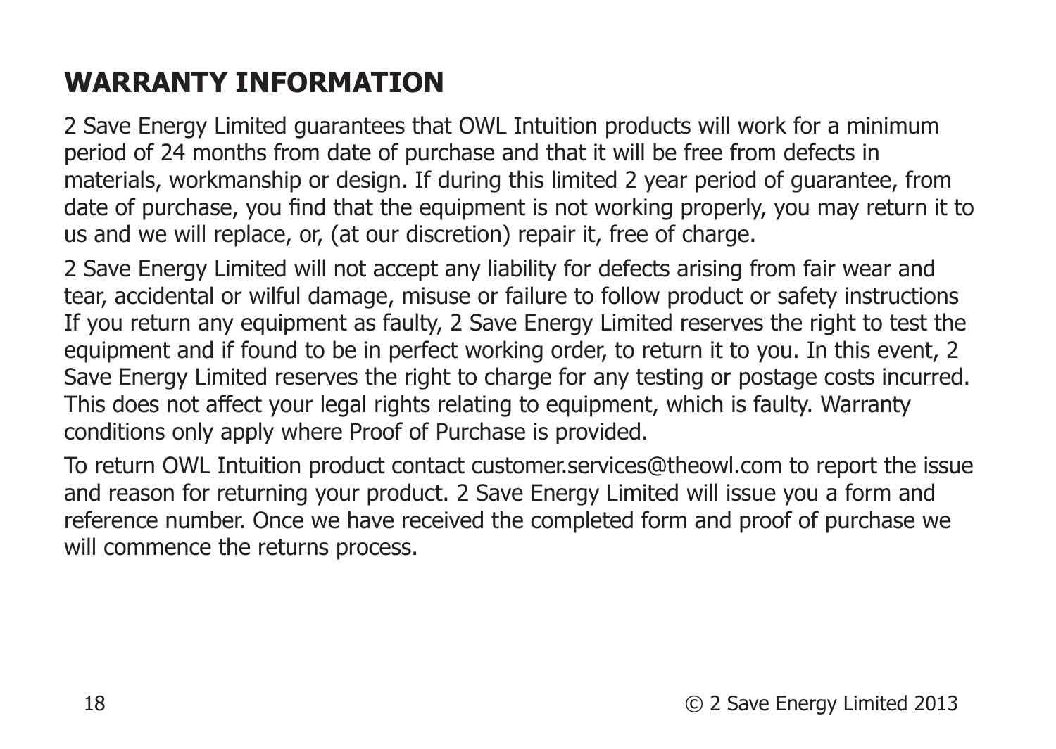## WARRANTY INFORMATION

2 Save Energy Limited guarantees that OWL Intuition products will work for a minimum period of 24 months from date of purchase and that it will be free from defects in materials, workmanship or design. If during this limited 2 year period of guarantee, from date of purchase, you find that the equipment is not working properly, you may return it to us and we will replace, or, (at our discretion) repair it, free of charge.

2 Save Energy Limited will not accept any liability for defects arising from fair wear and tear, accidental or wilful damage, misuse or failure to follow product or safety instructions If you return any equipment as faulty, 2 Save Energy Limited reserves the right to test the equipment and if found to be in perfect working order, to return it to you. In this event, 2 Save Energy Limited reserves the right to charge for any testing or postage costs incurred. This does not affect your legal rights relating to equipment, which is faulty. Warranty conditions only apply where Proof of Purchase is provided.

To return OWL Intuition product contact customer.services@theowl.com to report the issue and reason for returning your product. 2 Save Energy Limited will issue you a form and reference number. Once we have received the completed form and proof of purchase we will commence the returns process.

© 2 Save Energy Limited 2013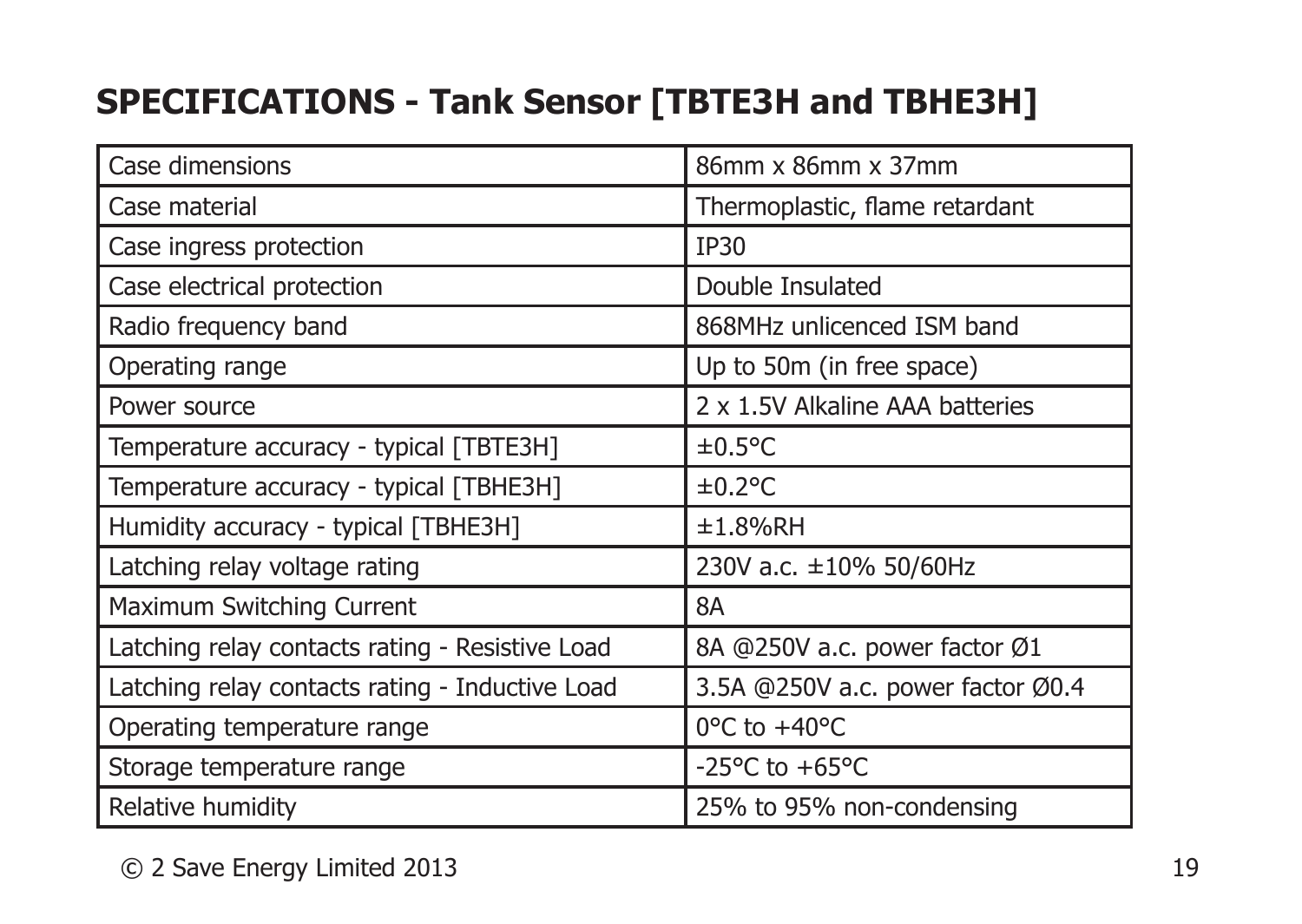## SPECIFICATIONS - Tank Sensor [TBTE3H and TBHE3H]

| | |
|---|---|
| Case dimensions | 86mm x 86mm x 37mm |
| Case material | Thermoplastic, flame retardant |
| Case ingress protection | IP30 |
| Case electrical protection | Double Insulated |
| Radio frequency band | 868MHz unlicenced ISM band |
| Operating range | Up to 50m (in free space) |
| Power source | 2 x 1.5V Alkaline AAA batteries |
| Temperature accuracy - typical [TBTE3H] | ±0.5°C |
| Temperature accuracy - typical [TBHE3H] | ±0.2°C |
| Humidity accuracy - typical [TBHE3H] | ±1.8%RH |
| Latching relay voltage rating | 230V a.c. ±10% 50/60Hz |
| Maximum Switching Current | 8A |
| Latching relay contacts rating - Resistive Load | 8A @250V a.c. power factor Ø1 |
| Latching relay contacts rating - Inductive Load | 3.5A @250V a.c. power factor Ø0.4 |
| Operating temperature range | 0°C to +40°C |
| Storage temperature range | -25°C to +65°C |
| Relative humidity | 25% to 95% non-condensing |

© 2 Save Energy Limited 2013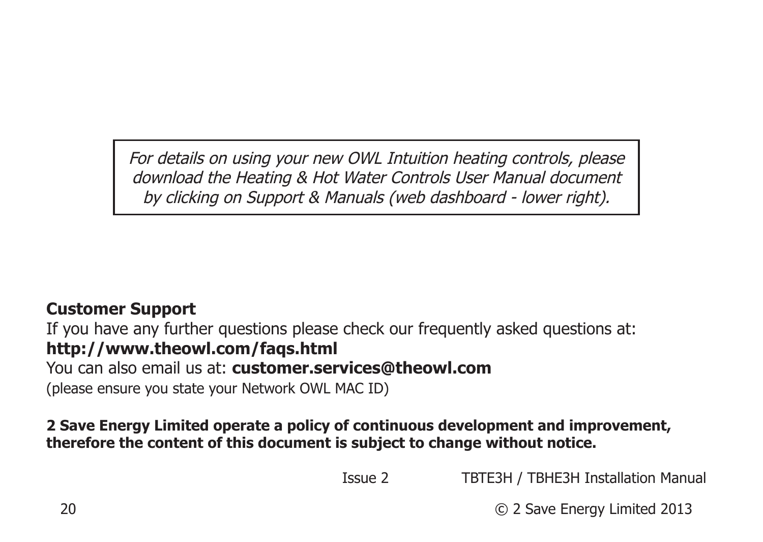*For details on using your new OWL Intuition heating controls, please download the Heating & Hot Water Controls User Manual document by clicking on Support & Manuals (web dashboard - lower right).*

**Customer Support**

If you have any further questions please check our frequently asked questions at:
**http://www.theowl.com/faqs.html**
You can also email us at: **customer.services@theowl.com**
(please ensure you state your Network OWL MAC ID)

**2 Save Energy Limited operate a policy of continuous development and improvement, therefore the content of this document is subject to change without notice.**

Issue 2 TBTE3H / TBHE3H Installation Manual

© 2 Save Energy Limited 2013